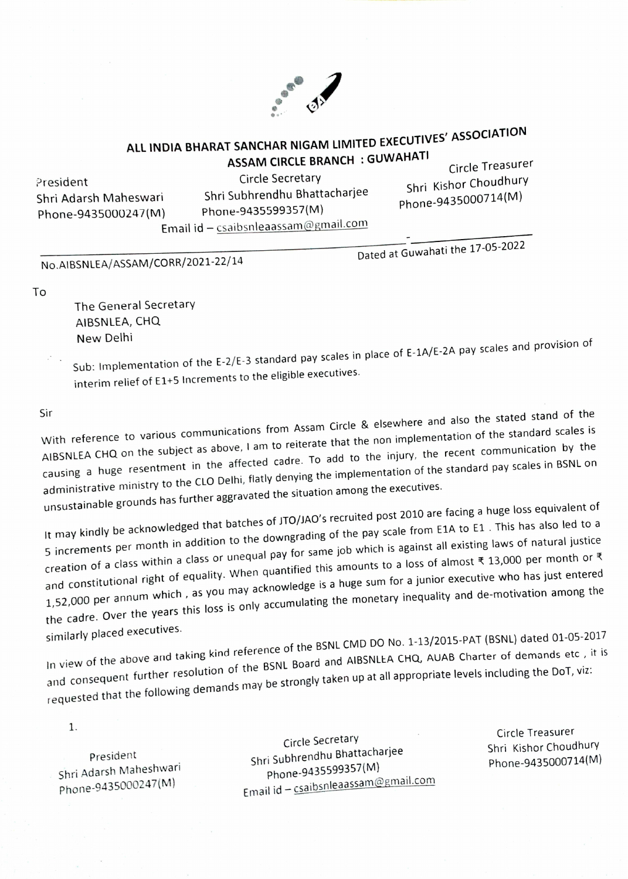# ALL INDIA BHARAT SANCHAR NIGAM LIMITED EXECUTIVES' ASSOCIATION

## ASSAM CIRCLE BRANCH : GUWAHATI

President
Shri Adarsh Maheswari
Phone-9435000247(M)

Circle Secretary
Shri Subhrendhu Bhattacharjee
Phone-9435599357(M)

Circle Treasurer
Shri Kishor Choudhury
Phone-9435000714(M)

Email id – csaibsnleaassam@gmail.com

No.AIBSNLEA/ASSAM/CORR/2021-22/14

Dated at Guwahati the 17-05-2022

To

The General Secretary
AIBSNLEA, CHQ
New Delhi

Sub: Implementation of the E-2/E-3 standard pay scales in place of E-1A/E-2A pay scales and provision of interim relief of E1+5 Increments to the eligible executives.

Sir

With reference to various communications from Assam Circle & elsewhere and also the stated stand of the AIBSNLEA CHQ on the subject as above, I am to reiterate that the non implementation of the standard scales is causing a huge resentment in the affected cadre. To add to the injury, the recent communication by the administrative ministry to the CLO Delhi, flatly denying the implementation of the standard pay scales in BSNL on unsustainable grounds has further aggravated the situation among the executives.

It may kindly be acknowledged that batches of JTO/JAO's recruited post 2010 are facing a huge loss equivalent of 5 increments per month in addition to the downgrading of the pay scale from E1A to E1 . This has also led to a creation of a class within a class or unequal pay for same job which is against all existing laws of natural justice and constitutional right of equality. When quantified this amounts to a loss of almost ₹ 13,000 per month or ₹ 1,52,000 per annum which , as you may acknowledge is a huge sum for a junior executive who has just entered the cadre. Over the years this loss is only accumulating the monetary inequality and de-motivation among the similarly placed executives.

In view of the above and taking kind reference of the BSNL CMD DO No. 1-13/2015-PAT (BSNL) dated 01-05-2017 and consequent further resolution of the BSNL Board and AIBSNLEA CHQ, AUAB Charter of demands etc , it is requested that the following demands may be strongly taken up at all appropriate levels including the DoT, viz:

1.

President
Shri Adarsh Maheshwari
Phone-9435000247(M)

Circle Secretary
Shri Subhrendhu Bhattacharjee
Phone-9435599357(M)
Email id – csaibsnleaassam@gmail.com

Circle Treasurer
Shri Kishor Choudhury
Phone-9435000714(M)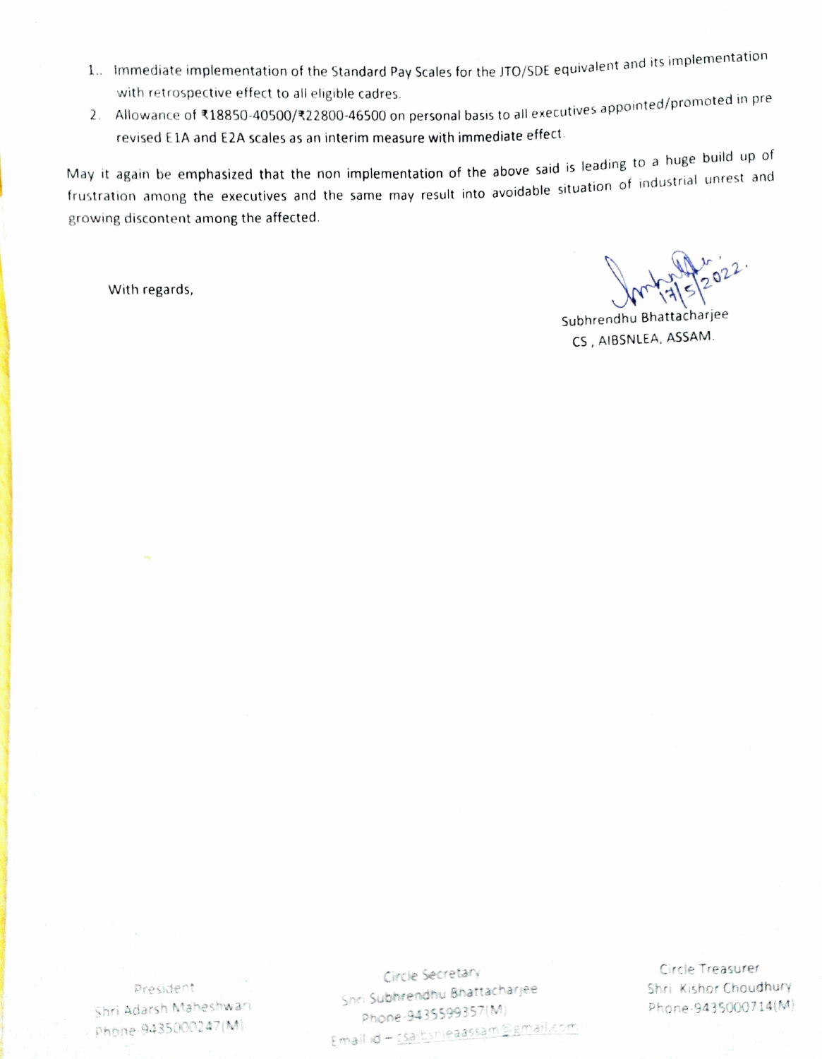1. Immediate implementation of the Standard Pay Scales for the JTO/SDE equivalent and its implementation with retrospective effect to all eligible cadres.
2. Allowance of ₹18850-40500/₹22800-46500 on personal basis to all executives appointed/promoted in pre revised E1A and E2A scales as an interim measure with immediate effect.

May it again be emphasized that the non implementation of the above said is leading to a huge build up of frustration among the executives and the same may result into avoidable situation of industrial unrest and growing discontent among the affected.

With regards,

17/5/2022.

Subhrendhu Bhattacharjee
CS , AIBSNLEA, ASSAM.

President
Shri Adarsh Maheshwari
Phone-9435000247(M)

Circle Secretary
Shri Subhrendhu Bhattacharjee
Phone-9435599357(M)
Email id – csaibsnleaassam@gmail.com

Circle Treasurer
Shri Kishor Choudhury
Phone-9435000714(M)